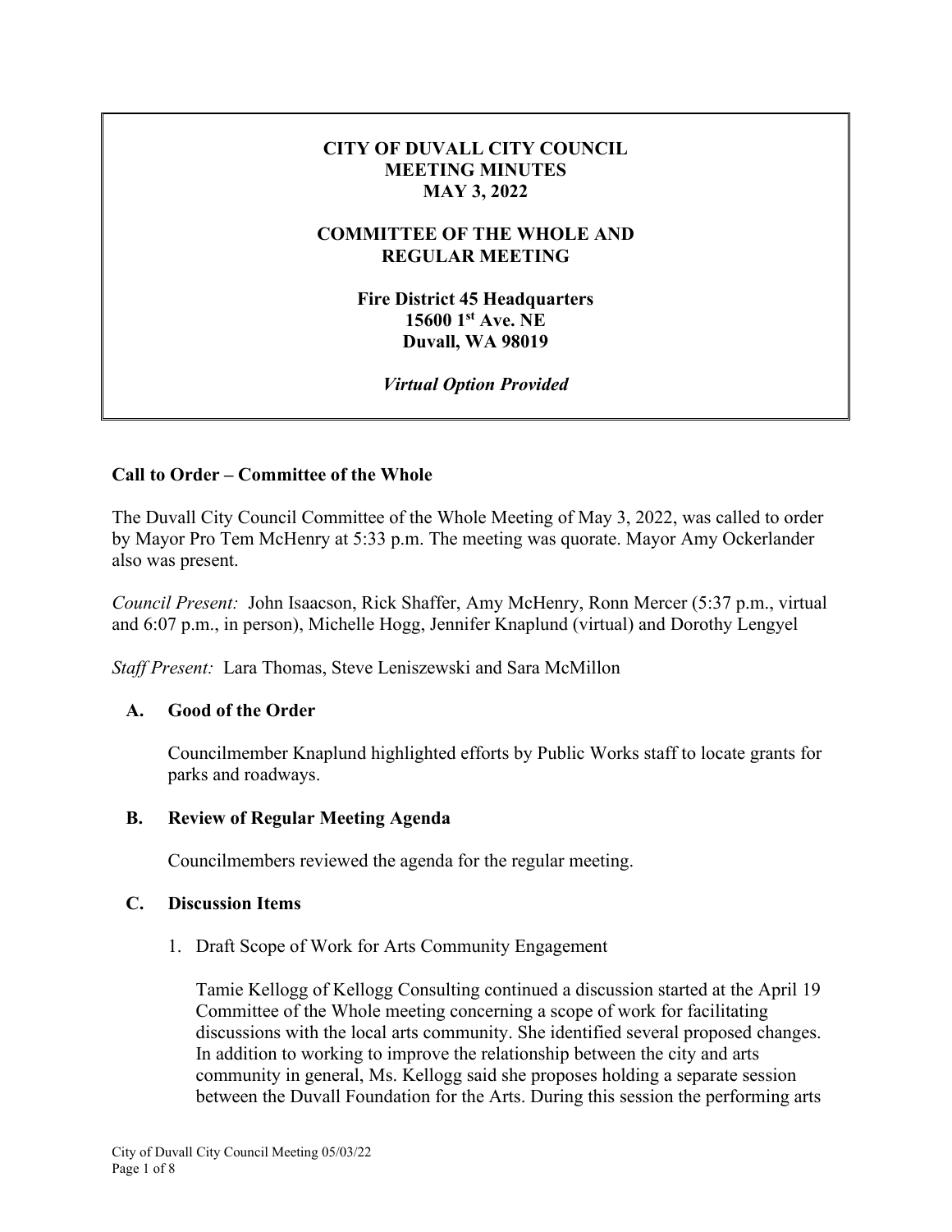**CITY OF DUVALL CITY COUNCIL**
**MEETING MINUTES**
**MAY 3, 2022**

**COMMITTEE OF THE WHOLE AND**
**REGULAR MEETING**

**Fire District 45 Headquarters**
**15600 1st Ave. NE**
**Duvall, WA 98019**

***Virtual Option Provided***

## Call to Order – Committee of the Whole

The Duvall City Council Committee of the Whole Meeting of May 3, 2022, was called to order by Mayor Pro Tem McHenry at 5:33 p.m. The meeting was quorate. Mayor Amy Ockerlander also was present.

*Council Present:* John Isaacson, Rick Shaffer, Amy McHenry, Ronn Mercer (5:37 p.m., virtual and 6:07 p.m., in person), Michelle Hogg, Jennifer Knaplund (virtual) and Dorothy Lengyel

*Staff Present:* Lara Thomas, Steve Leniszewski and Sara McMillon

### A. Good of the Order

Councilmember Knaplund highlighted efforts by Public Works staff to locate grants for parks and roadways.

### B. Review of Regular Meeting Agenda

Councilmembers reviewed the agenda for the regular meeting.

### C. Discussion Items

1. Draft Scope of Work for Arts Community Engagement

   Tamie Kellogg of Kellogg Consulting continued a discussion started at the April 19 Committee of the Whole meeting concerning a scope of work for facilitating discussions with the local arts community. She identified several proposed changes. In addition to working to improve the relationship between the city and arts community in general, Ms. Kellogg said she proposes holding a separate session between the Duvall Foundation for the Arts. During this session the performing arts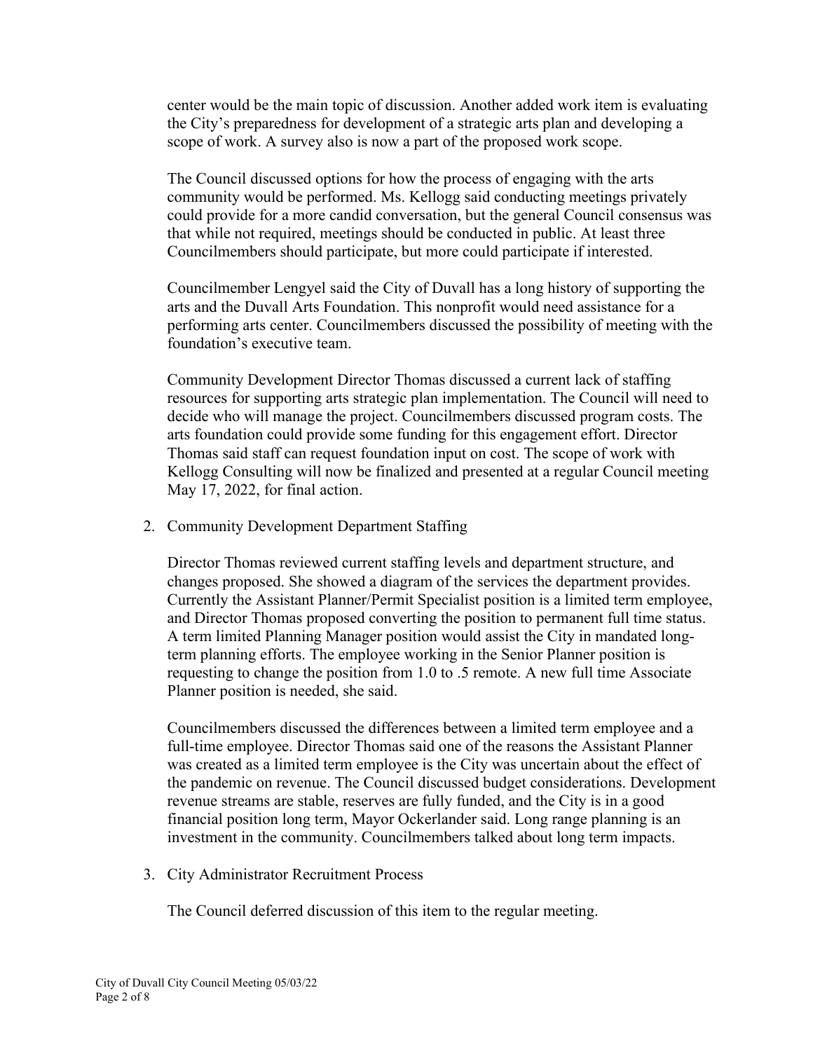center would be the main topic of discussion. Another added work item is evaluating the City's preparedness for development of a strategic arts plan and developing a scope of work. A survey also is now a part of the proposed work scope.

The Council discussed options for how the process of engaging with the arts community would be performed. Ms. Kellogg said conducting meetings privately could provide for a more candid conversation, but the general Council consensus was that while not required, meetings should be conducted in public. At least three Councilmembers should participate, but more could participate if interested.

Councilmember Lengyel said the City of Duvall has a long history of supporting the arts and the Duvall Arts Foundation. This nonprofit would need assistance for a performing arts center. Councilmembers discussed the possibility of meeting with the foundation's executive team.

Community Development Director Thomas discussed a current lack of staffing resources for supporting arts strategic plan implementation. The Council will need to decide who will manage the project. Councilmembers discussed program costs. The arts foundation could provide some funding for this engagement effort. Director Thomas said staff can request foundation input on cost. The scope of work with Kellogg Consulting will now be finalized and presented at a regular Council meeting May 17, 2022, for final action.

2. Community Development Department Staffing

   Director Thomas reviewed current staffing levels and department structure, and changes proposed. She showed a diagram of the services the department provides. Currently the Assistant Planner/Permit Specialist position is a limited term employee, and Director Thomas proposed converting the position to permanent full time status. A term limited Planning Manager position would assist the City in mandated long-term planning efforts. The employee working in the Senior Planner position is requesting to change the position from 1.0 to .5 remote. A new full time Associate Planner position is needed, she said.

   Councilmembers discussed the differences between a limited term employee and a full-time employee. Director Thomas said one of the reasons the Assistant Planner was created as a limited term employee is the City was uncertain about the effect of the pandemic on revenue. The Council discussed budget considerations. Development revenue streams are stable, reserves are fully funded, and the City is in a good financial position long term, Mayor Ockerlander said. Long range planning is an investment in the community. Councilmembers talked about long term impacts.

3. City Administrator Recruitment Process

   The Council deferred discussion of this item to the regular meeting.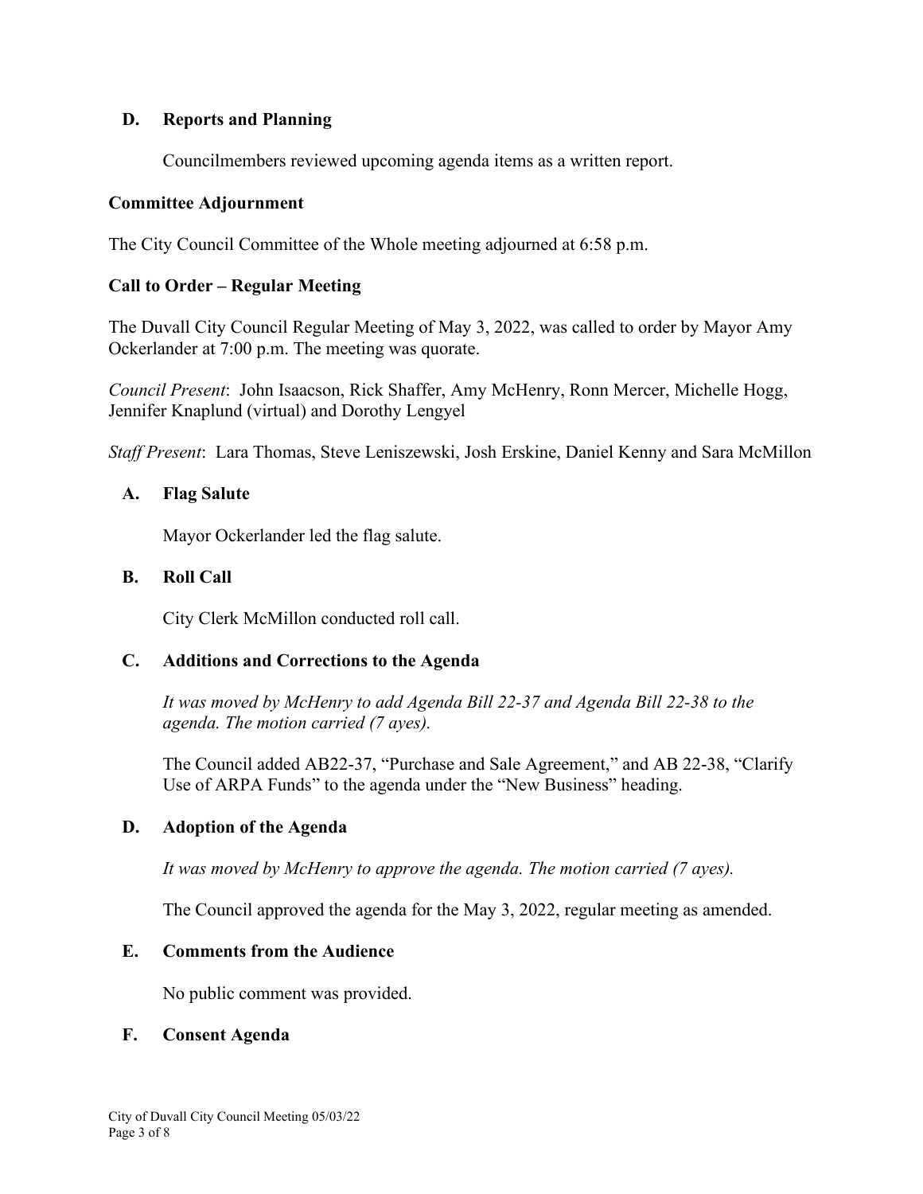### D. Reports and Planning

Councilmembers reviewed upcoming agenda items as a written report.

**Committee Adjournment**

The City Council Committee of the Whole meeting adjourned at 6:58 p.m.

**Call to Order – Regular Meeting**

The Duvall City Council Regular Meeting of May 3, 2022, was called to order by Mayor Amy Ockerlander at 7:00 p.m. The meeting was quorate.

*Council Present*: John Isaacson, Rick Shaffer, Amy McHenry, Ronn Mercer, Michelle Hogg, Jennifer Knaplund (virtual) and Dorothy Lengyel

*Staff Present*: Lara Thomas, Steve Leniszewski, Josh Erskine, Daniel Kenny and Sara McMillon

### A. Flag Salute

Mayor Ockerlander led the flag salute.

### B. Roll Call

City Clerk McMillon conducted roll call.

### C. Additions and Corrections to the Agenda

*It was moved by McHenry to add Agenda Bill 22-37 and Agenda Bill 22-38 to the agenda. The motion carried (7 ayes).*

The Council added AB22-37, "Purchase and Sale Agreement," and AB 22-38, "Clarify Use of ARPA Funds" to the agenda under the "New Business" heading.

### D. Adoption of the Agenda

*It was moved by McHenry to approve the agenda. The motion carried (7 ayes).*

The Council approved the agenda for the May 3, 2022, regular meeting as amended.

### E. Comments from the Audience

No public comment was provided.

### F. Consent Agenda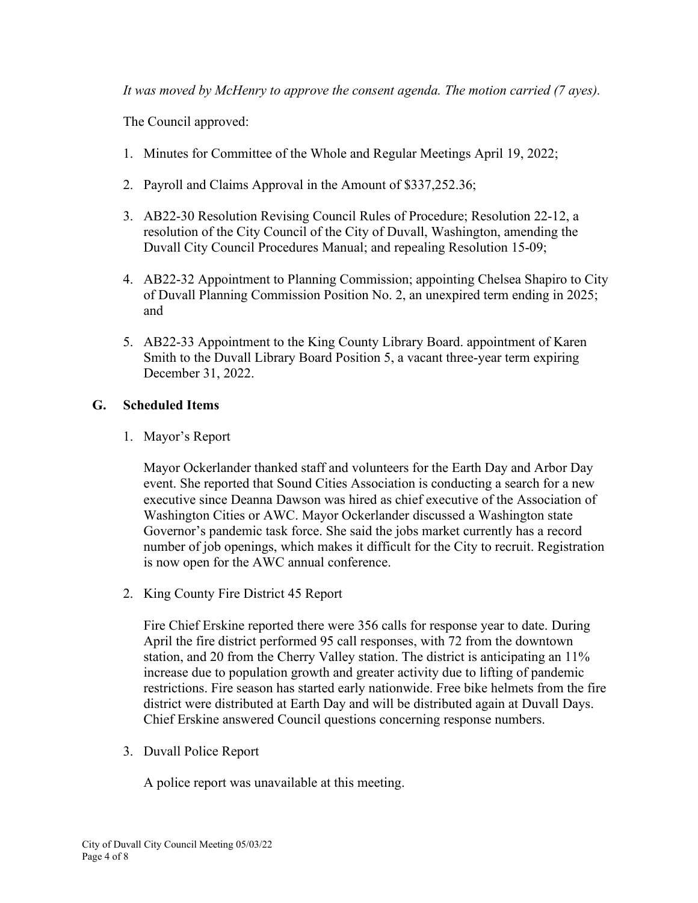*It was moved by McHenry to approve the consent agenda. The motion carried (7 ayes).*

The Council approved:

1. Minutes for Committee of the Whole and Regular Meetings April 19, 2022;
2. Payroll and Claims Approval in the Amount of $337,252.36;
3. AB22-30 Resolution Revising Council Rules of Procedure; Resolution 22-12, a resolution of the City Council of the City of Duvall, Washington, amending the Duvall City Council Procedures Manual; and repealing Resolution 15-09;
4. AB22-32 Appointment to Planning Commission; appointing Chelsea Shapiro to City of Duvall Planning Commission Position No. 2, an unexpired term ending in 2025; and
5. AB22-33 Appointment to the King County Library Board. appointment of Karen Smith to the Duvall Library Board Position 5, a vacant three-year term expiring December 31, 2022.

## G. Scheduled Items

1. Mayor's Report

   Mayor Ockerlander thanked staff and volunteers for the Earth Day and Arbor Day event. She reported that Sound Cities Association is conducting a search for a new executive since Deanna Dawson was hired as chief executive of the Association of Washington Cities or AWC. Mayor Ockerlander discussed a Washington state Governor's pandemic task force. She said the jobs market currently has a record number of job openings, which makes it difficult for the City to recruit. Registration is now open for the AWC annual conference.

2. King County Fire District 45 Report

   Fire Chief Erskine reported there were 356 calls for response year to date. During April the fire district performed 95 call responses, with 72 from the downtown station, and 20 from the Cherry Valley station. The district is anticipating an 11% increase due to population growth and greater activity due to lifting of pandemic restrictions. Fire season has started early nationwide. Free bike helmets from the fire district were distributed at Earth Day and will be distributed again at Duvall Days. Chief Erskine answered Council questions concerning response numbers.

3. Duvall Police Report

   A police report was unavailable at this meeting.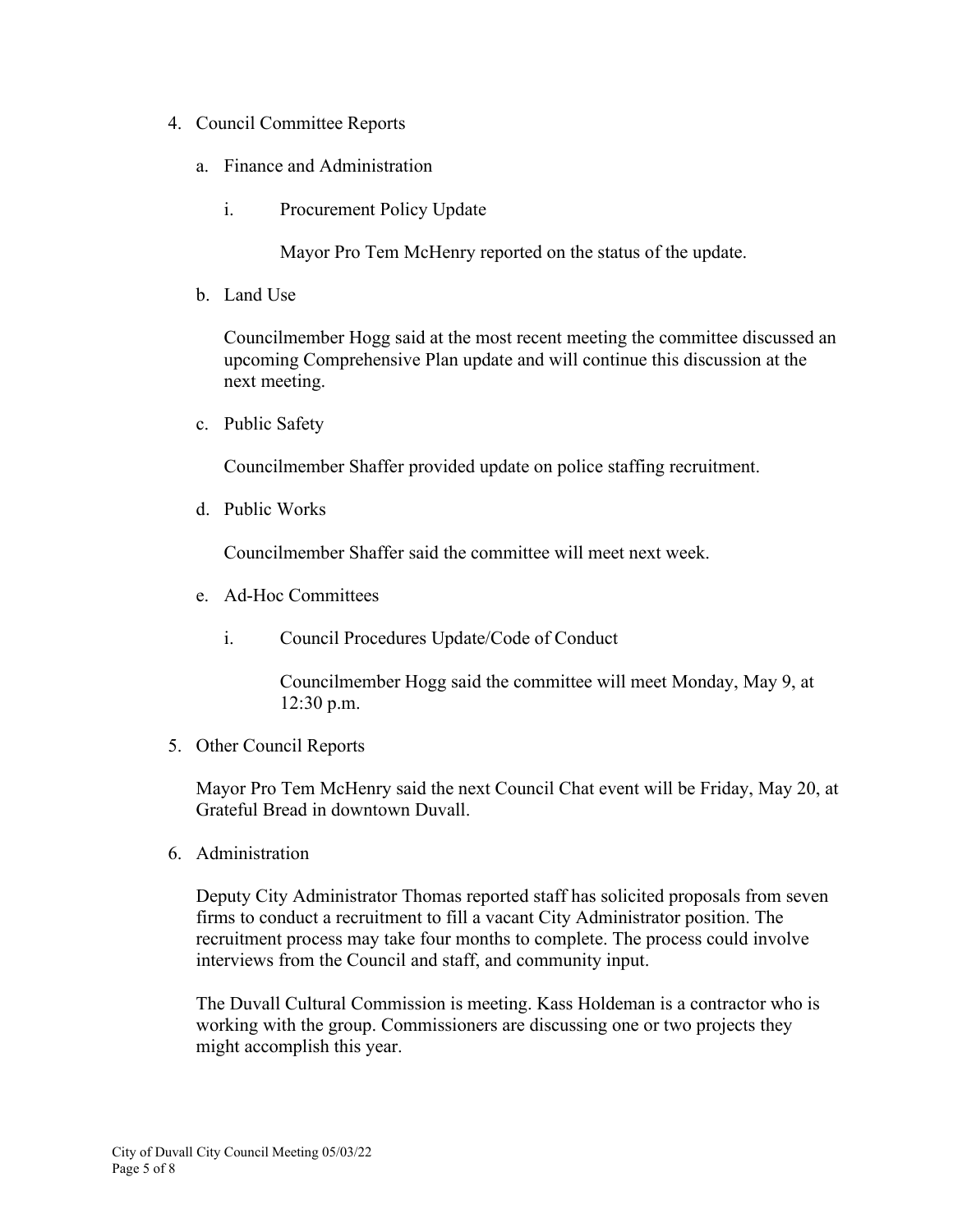4. Council Committee Reports

   a. Finance and Administration

      i. Procurement Policy Update

         Mayor Pro Tem McHenry reported on the status of the update.

   b. Land Use

      Councilmember Hogg said at the most recent meeting the committee discussed an upcoming Comprehensive Plan update and will continue this discussion at the next meeting.

   c. Public Safety

      Councilmember Shaffer provided update on police staffing recruitment.

   d. Public Works

      Councilmember Shaffer said the committee will meet next week.

   e. Ad-Hoc Committees

      i. Council Procedures Update/Code of Conduct

         Councilmember Hogg said the committee will meet Monday, May 9, at 12:30 p.m.

5. Other Council Reports

   Mayor Pro Tem McHenry said the next Council Chat event will be Friday, May 20, at Grateful Bread in downtown Duvall.

6. Administration

   Deputy City Administrator Thomas reported staff has solicited proposals from seven firms to conduct a recruitment to fill a vacant City Administrator position. The recruitment process may take four months to complete. The process could involve interviews from the Council and staff, and community input.

   The Duvall Cultural Commission is meeting. Kass Holdeman is a contractor who is working with the group. Commissioners are discussing one or two projects they might accomplish this year.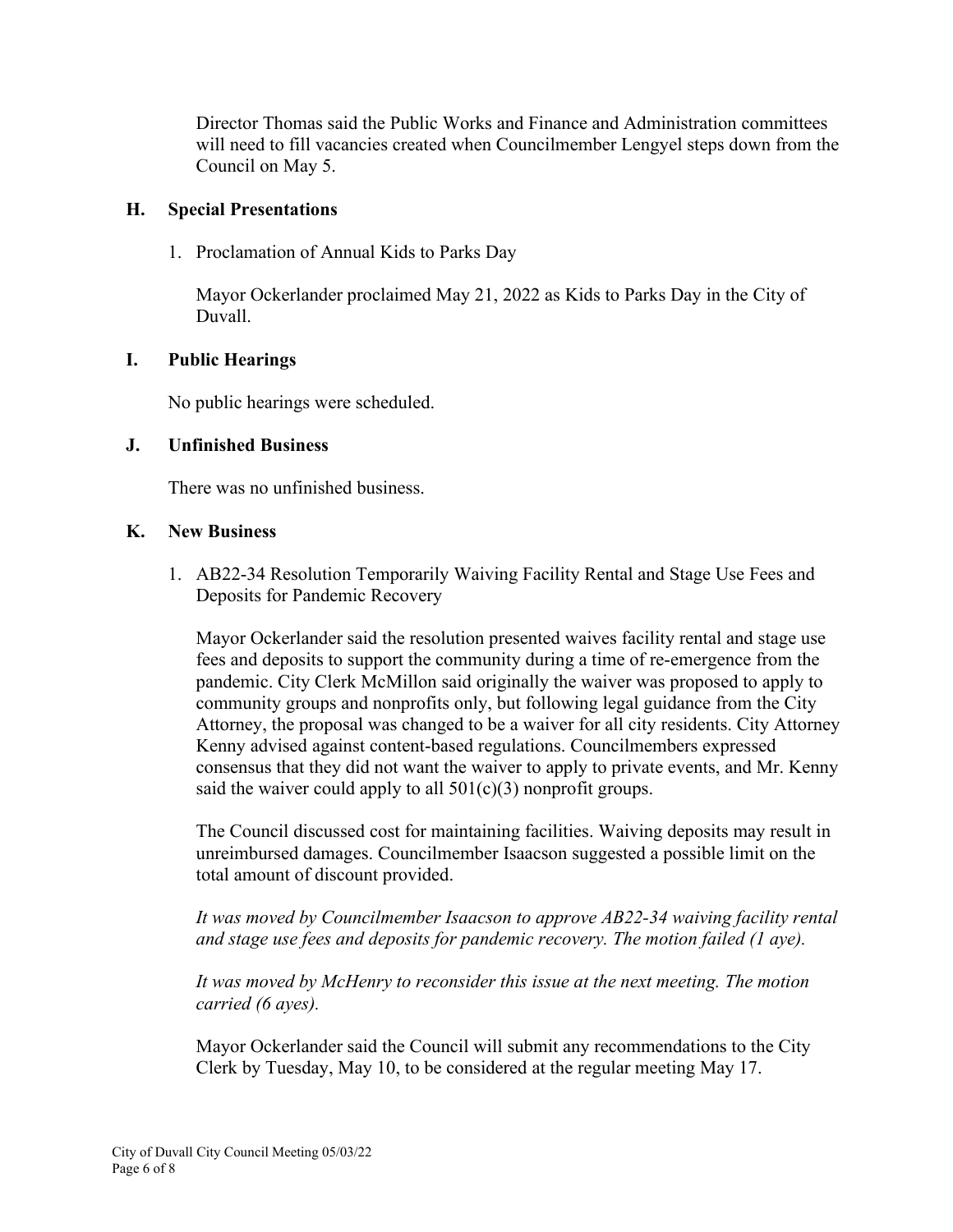Director Thomas said the Public Works and Finance and Administration committees will need to fill vacancies created when Councilmember Lengyel steps down from the Council on May 5.

## H. Special Presentations

1. Proclamation of Annual Kids to Parks Day

   Mayor Ockerlander proclaimed May 21, 2022 as Kids to Parks Day in the City of Duvall.

## I. Public Hearings

No public hearings were scheduled.

## J. Unfinished Business

There was no unfinished business.

## K. New Business

1. AB22-34 Resolution Temporarily Waiving Facility Rental and Stage Use Fees and Deposits for Pandemic Recovery

   Mayor Ockerlander said the resolution presented waives facility rental and stage use fees and deposits to support the community during a time of re-emergence from the pandemic. City Clerk McMillon said originally the waiver was proposed to apply to community groups and nonprofits only, but following legal guidance from the City Attorney, the proposal was changed to be a waiver for all city residents. City Attorney Kenny advised against content-based regulations. Councilmembers expressed consensus that they did not want the waiver to apply to private events, and Mr. Kenny said the waiver could apply to all 501(c)(3) nonprofit groups.

   The Council discussed cost for maintaining facilities. Waiving deposits may result in unreimbursed damages. Councilmember Isaacson suggested a possible limit on the total amount of discount provided.

   *It was moved by Councilmember Isaacson to approve AB22-34 waiving facility rental and stage use fees and deposits for pandemic recovery. The motion failed (1 aye).*

   *It was moved by McHenry to reconsider this issue at the next meeting. The motion carried (6 ayes).*

   Mayor Ockerlander said the Council will submit any recommendations to the City Clerk by Tuesday, May 10, to be considered at the regular meeting May 17.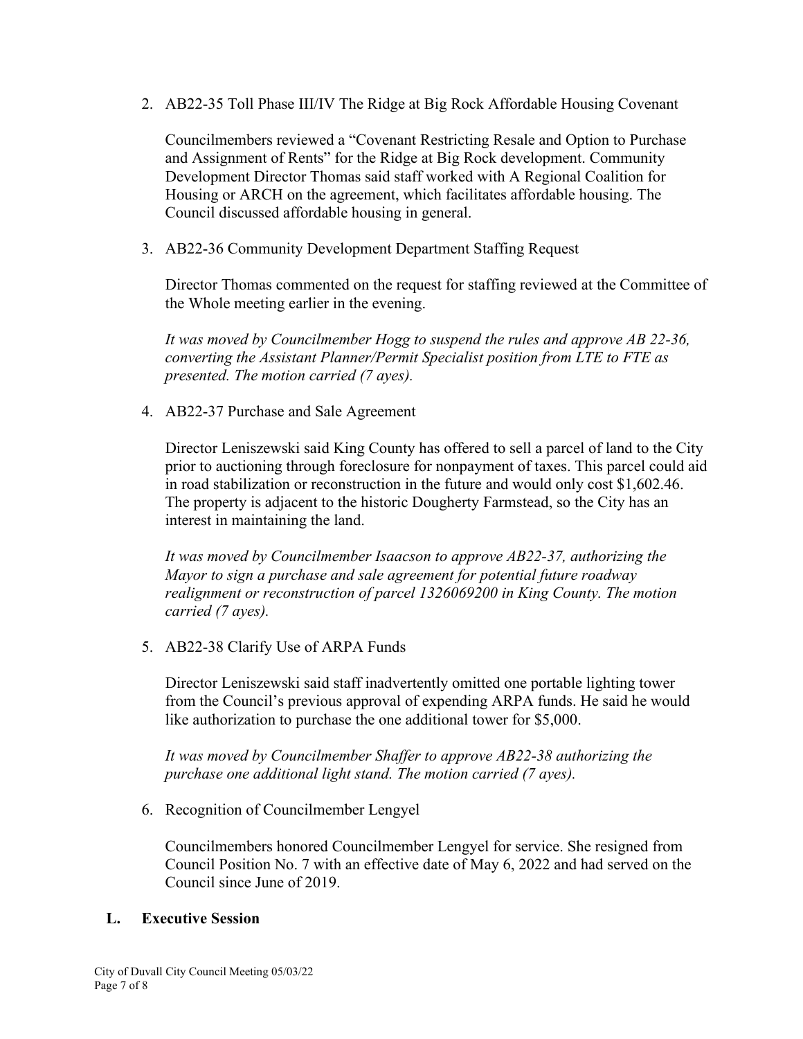2. AB22-35 Toll Phase III/IV The Ridge at Big Rock Affordable Housing Covenant

   Councilmembers reviewed a "Covenant Restricting Resale and Option to Purchase and Assignment of Rents" for the Ridge at Big Rock development. Community Development Director Thomas said staff worked with A Regional Coalition for Housing or ARCH on the agreement, which facilitates affordable housing. The Council discussed affordable housing in general.

3. AB22-36 Community Development Department Staffing Request

   Director Thomas commented on the request for staffing reviewed at the Committee of the Whole meeting earlier in the evening.

   *It was moved by Councilmember Hogg to suspend the rules and approve AB 22-36, converting the Assistant Planner/Permit Specialist position from LTE to FTE as presented. The motion carried (7 ayes).*

4. AB22-37 Purchase and Sale Agreement

   Director Leniszewski said King County has offered to sell a parcel of land to the City prior to auctioning through foreclosure for nonpayment of taxes. This parcel could aid in road stabilization or reconstruction in the future and would only cost $1,602.46. The property is adjacent to the historic Dougherty Farmstead, so the City has an interest in maintaining the land.

   *It was moved by Councilmember Isaacson to approve AB22-37, authorizing the Mayor to sign a purchase and sale agreement for potential future roadway realignment or reconstruction of parcel 1326069200 in King County. The motion carried (7 ayes).*

5. AB22-38 Clarify Use of ARPA Funds

   Director Leniszewski said staff inadvertently omitted one portable lighting tower from the Council's previous approval of expending ARPA funds. He said he would like authorization to purchase the one additional tower for $5,000.

   *It was moved by Councilmember Shaffer to approve AB22-38 authorizing the purchase one additional light stand. The motion carried (7 ayes).*

6. Recognition of Councilmember Lengyel

   Councilmembers honored Councilmember Lengyel for service. She resigned from Council Position No. 7 with an effective date of May 6, 2022 and had served on the Council since June of 2019.

## L. Executive Session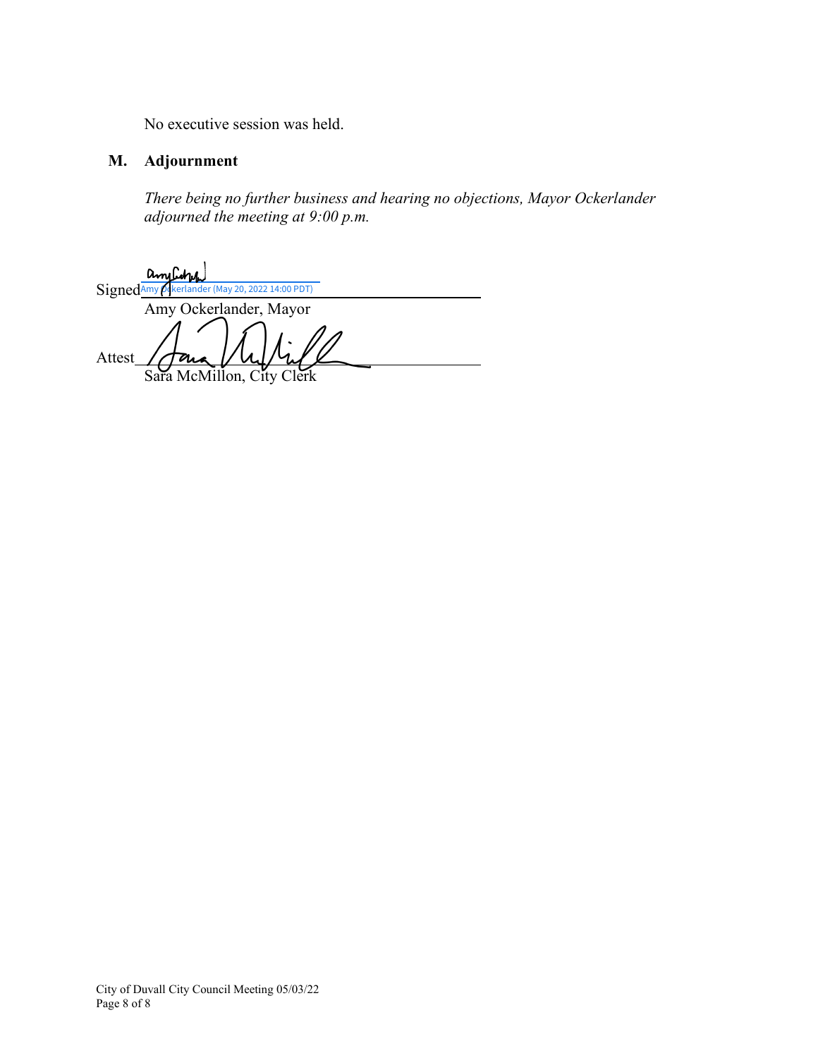No executive session was held.

## M. Adjournment

*There being no further business and hearing no objections, Mayor Ockerlander adjourned the meeting at 9:00 p.m.*

Signed Amy Ockerlander (May 20, 2022 14:00 PDT)
Amy Ockerlander, Mayor

Attest
Sara McMillon, City Clerk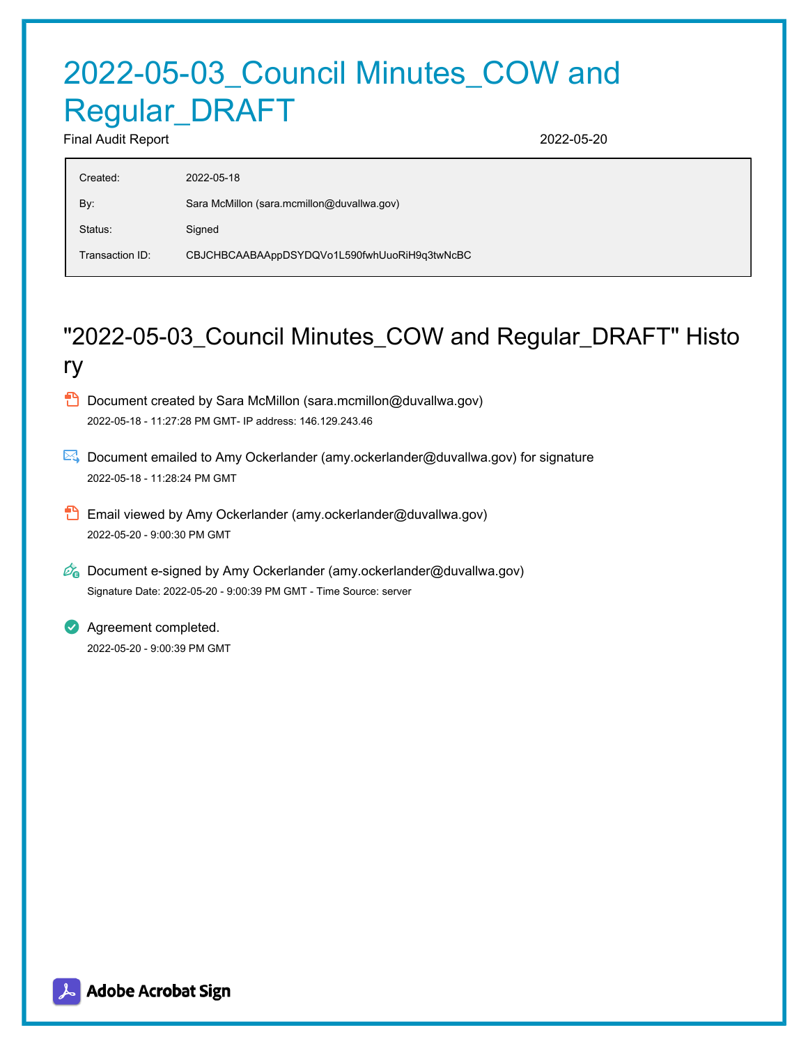# 2022-05-03_Council Minutes_COW and Regular_DRAFT

Final Audit Report 2022-05-20

| | |
|---|---|
| Created: | 2022-05-18 |
| By: | Sara McMillon (sara.mcmillon@duvallwa.gov) |
| Status: | Signed |
| Transaction ID: | CBJCHBCAABAAppDSYDQVo1L590fwhUuoRiH9q3twNcBC |

## "2022-05-03_Council Minutes_COW and Regular_DRAFT" History

- Document created by Sara McMillon (sara.mcmillon@duvallwa.gov)
  2022-05-18 - 11:27:28 PM GMT- IP address: 146.129.243.46

- Document emailed to Amy Ockerlander (amy.ockerlander@duvallwa.gov) for signature
  2022-05-18 - 11:28:24 PM GMT

- Email viewed by Amy Ockerlander (amy.ockerlander@duvallwa.gov)
  2022-05-20 - 9:00:30 PM GMT

- Document e-signed by Amy Ockerlander (amy.ockerlander@duvallwa.gov)
  Signature Date: 2022-05-20 - 9:00:39 PM GMT - Time Source: server

- Agreement completed.
  2022-05-20 - 9:00:39 PM GMT

Adobe Acrobat Sign